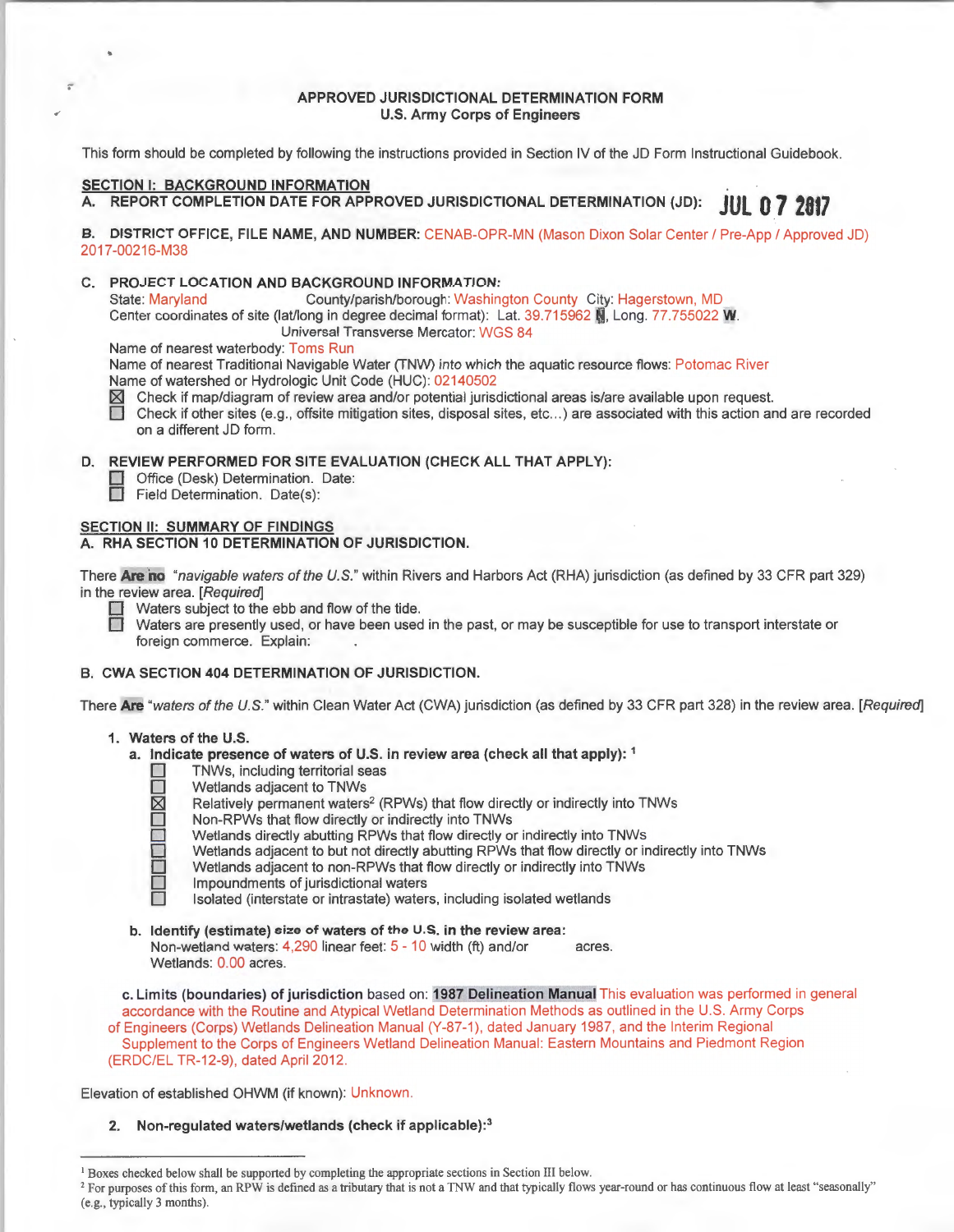# APPROVED JURISDICTIONAL DETERMINATION FORM
## U.S. Army Corps of Engineers

This form should be completed by following the instructions provided in Section IV of the JD Form Instructional Guidebook.

## SECTION I: BACKGROUND INFORMATION

**A. REPORT COMPLETION DATE FOR APPROVED JURISDICTIONAL DETERMINATION (JD):** JUL 0 7 2017

**B. DISTRICT OFFICE, FILE NAME, AND NUMBER:** CENAB-OPR-MN (Mason Dixon Solar Center / Pre-App / Approved JD) 2017-00216-M38

**C. PROJECT LOCATION AND BACKGROUND INFORMATION:**

State: Maryland County/parish/borough: Washington County City: Hagerstown, MD
Center coordinates of site (lat/long in degree decimal format): Lat. 39.715962 N, Long. 77.755022 W.
Universal Transverse Mercator: WGS 84

Name of nearest waterbody: Toms Run
Name of nearest Traditional Navigable Water (TNW) into which the aquatic resource flows: Potomac River
Name of watershed or Hydrologic Unit Code (HUC): 02140502

- ☒ Check if map/diagram of review area and/or potential jurisdictional areas is/are available upon request.
- ☐ Check if other sites (e.g., offsite mitigation sites, disposal sites, etc...) are associated with this action and are recorded on a different JD form.

**D. REVIEW PERFORMED FOR SITE EVALUATION (CHECK ALL THAT APPLY):**

- ☐ Office (Desk) Determination. Date:
- ☐ Field Determination. Date(s):

## SECTION II: SUMMARY OF FINDINGS

### A. RHA SECTION 10 DETERMINATION OF JURISDICTION.

There **Are no** "*navigable waters of the U.S.*" within Rivers and Harbors Act (RHA) jurisdiction (as defined by 33 CFR part 329) in the review area. [*Required*]

- ☐ Waters subject to the ebb and flow of the tide.
- ☐ Waters are presently used, or have been used in the past, or may be susceptible for use to transport interstate or foreign commerce. Explain:

### B. CWA SECTION 404 DETERMINATION OF JURISDICTION.

There **Are** "*waters of the U.S.*" within Clean Water Act (CWA) jurisdiction (as defined by 33 CFR part 328) in the review area. [*Required*]

**1. Waters of the U.S.**

**a. Indicate presence of waters of U.S. in review area (check all that apply):** [1]

- ☐ TNWs, including territorial seas
- ☐ Wetlands adjacent to TNWs
- ☒ Relatively permanent waters[2] (RPWs) that flow directly or indirectly into TNWs
- ☐ Non-RPWs that flow directly or indirectly into TNWs
- ☐ Wetlands directly abutting RPWs that flow directly or indirectly into TNWs
- ☐ Wetlands adjacent to but not directly abutting RPWs that flow directly or indirectly into TNWs
- ☐ Wetlands adjacent to non-RPWs that flow directly or indirectly into TNWs
- ☐ Impoundments of jurisdictional waters
- ☐ Isolated (interstate or intrastate) waters, including isolated wetlands

**b. Identify (estimate) size of waters of the U.S. in the review area:**
Non-wetland waters: 4,290 linear feet: 5 - 10 width (ft) and/or acres.
Wetlands: 0.00 acres.

**c. Limits (boundaries) of jurisdiction** based on: **1987 Delineation Manual** This evaluation was performed in general accordance with the Routine and Atypical Wetland Determination Methods as outlined in the U.S. Army Corps of Engineers (Corps) Wetlands Delineation Manual (Y-87-1), dated January 1987, and the Interim Regional Supplement to the Corps of Engineers Wetland Delineation Manual: Eastern Mountains and Piedmont Region (ERDC/EL TR-12-9), dated April 2012.

Elevation of established OHWM (if known): Unknown.

**2. Non-regulated waters/wetlands (check if applicable):**[3]

---

[1] Boxes checked below shall be supported by completing the appropriate sections in Section III below.

[2] For purposes of this form, an RPW is defined as a tributary that is not a TNW and that typically flows year-round or has continuous flow at least "seasonally" (e.g., typically 3 months).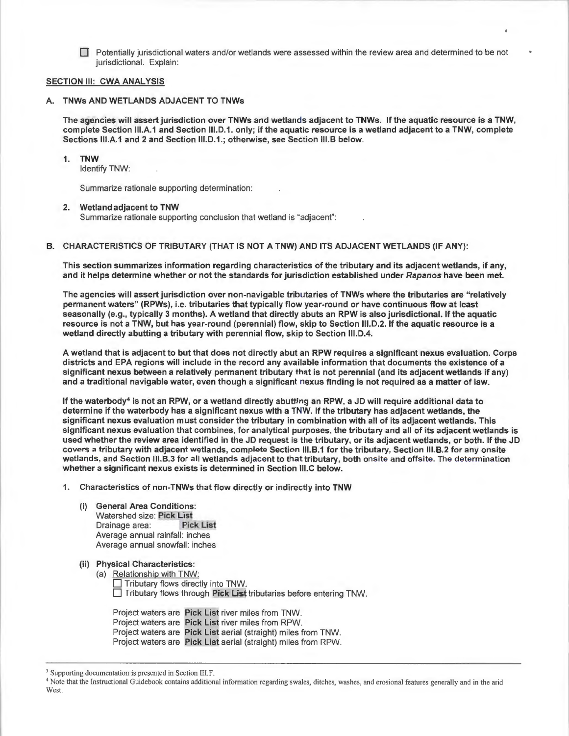☐ Potentially jurisdictional waters and/or wetlands were assessed within the review area and determined to be not jurisdictional. Explain:

## SECTION III: CWA ANALYSIS

### A. TNWs AND WETLANDS ADJACENT TO TNWs

**The agencies will assert jurisdiction over TNWs and wetlands adjacent to TNWs. If the aquatic resource is a TNW, complete Section III.A.1 and Section III.D.1. only; if the aquatic resource is a wetland adjacent to a TNW, complete Sections III.A.1 and 2 and Section III.D.1.; otherwise, see Section III.B below.**

1. **TNW**
   Identify TNW: .

   Summarize rationale supporting determination: .

2. **Wetland adjacent to TNW**
   Summarize rationale supporting conclusion that wetland is "adjacent": .

### B. CHARACTERISTICS OF TRIBUTARY (THAT IS NOT A TNW) AND ITS ADJACENT WETLANDS (IF ANY):

**This section summarizes information regarding characteristics of the tributary and its adjacent wetlands, if any, and it helps determine whether or not the standards for jurisdiction established under *Rapanos* have been met.**

**The agencies will assert jurisdiction over non-navigable tributaries of TNWs where the tributaries are "relatively permanent waters" (RPWs), i.e. tributaries that typically flow year-round or have continuous flow at least seasonally (e.g., typically 3 months). A wetland that directly abuts an RPW is also jurisdictional. If the aquatic resource is not a TNW, but has year-round (perennial) flow, skip to Section III.D.2. If the aquatic resource is a wetland directly abutting a tributary with perennial flow, skip to Section III.D.4.**

**A wetland that is adjacent to but that does not directly abut an RPW requires a significant nexus evaluation. Corps districts and EPA regions will include in the record any available information that documents the existence of a significant nexus between a relatively permanent tributary that is not perennial (and its adjacent wetlands if any) and a traditional navigable water, even though a significant nexus finding is not required as a matter of law.**

**If the waterbody[4] is not an RPW, or a wetland directly abutting an RPW, a JD will require additional data to determine if the waterbody has a significant nexus with a TNW. If the tributary has adjacent wetlands, the significant nexus evaluation must consider the tributary in combination with all of its adjacent wetlands. This significant nexus evaluation that combines, for analytical purposes, the tributary and all of its adjacent wetlands is used whether the review area identified in the JD request is the tributary, or its adjacent wetlands, or both. If the JD covers a tributary with adjacent wetlands, complete Section III.B.1 for the tributary, Section III.B.2 for any onsite wetlands, and Section III.B.3 for all wetlands adjacent to that tributary, both onsite and offsite. The determination whether a significant nexus exists is determined in Section III.C below.**

1. **Characteristics of non-TNWs that flow directly or indirectly into TNW**

   **(i) General Area Conditions:**
   Watershed size: **Pick List**
   Drainage area: **Pick List**
   Average annual rainfall: inches
   Average annual snowfall: inches

   **(ii) Physical Characteristics:**
   (a) Relationship with TNW:
   ☐ Tributary flows directly into TNW.
   ☐ Tributary flows through **Pick List** tributaries before entering TNW.

   Project waters are **Pick List** river miles from TNW.
   Project waters are **Pick List** river miles from RPW.
   Project waters are **Pick List** aerial (straight) miles from TNW.
   Project waters are **Pick List** aerial (straight) miles from RPW.

---

[3] Supporting documentation is presented in Section III.F.

[4] Note that the Instructional Guidebook contains additional information regarding swales, ditches, washes, and erosional features generally and in the arid West.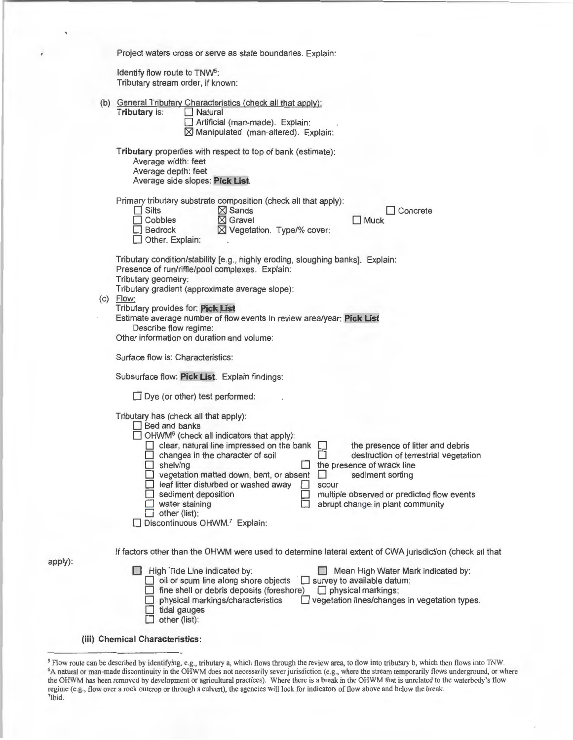Project waters cross or serve as state boundaries. Explain:

Identify flow route to TNW[5]:
Tributary stream order, if known:

(b) General Tributary Characteristics (check all that apply):

**Tributary** is:
- ☐ Natural
- ☐ Artificial (man-made). Explain:
- ☒ Manipulated (man-altered). Explain:

**Tributary** properties with respect to top of bank (estimate):
- Average width: feet
- Average depth: feet
- Average side slopes: **Pick List**

Primary tributary substrate composition (check all that apply):
- ☐ Silts
- ☒ Sands
- ☐ Concrete
- ☐ Cobbles
- ☒ Gravel
- ☐ Muck
- ☐ Bedrock
- ☒ Vegetation. Type/% cover:
- ☐ Other. Explain:

Tributary condition/stability [e.g., highly eroding, sloughing banks]. Explain:
Presence of run/riffle/pool complexes. Explain:
Tributary geometry:
Tributary gradient (approximate average slope):

(c) Flow:

Tributary provides for: **Pick List**
Estimate average number of flow events in review area/year: **Pick List**
Describe flow regime:
Other information on duration and volume:

Surface flow is: Characteristics:

Subsurface flow: **Pick List**. Explain findings:

- ☐ Dye (or other) test performed:

Tributary has (check all that apply):
- ☐ Bed and banks
- ☐ OHWM[6] (check all indicators that apply):
  - ☐ clear, natural line impressed on the bank
  - ☐ changes in the character of soil
  - ☐ shelving
  - ☐ vegetation matted down, bent, or absent
  - ☐ leaf litter disturbed or washed away
  - ☐ sediment deposition
  - ☐ water staining
  - ☐ other (list):
  - ☐ the presence of litter and debris
  - ☐ destruction of terrestrial vegetation
  - ☐ the presence of wrack line
  - ☐ sediment sorting
  - ☐ scour
  - ☐ multiple observed or predicted flow events
  - ☐ abrupt change in plant community
- ☐ Discontinuous OHWM.[7] Explain:

If factors other than the OHWM were used to determine lateral extent of CWA jurisdiction (check all that apply):

- ☐ High Tide Line indicated by:
  - ☐ oil or scum line along shore objects
  - ☐ fine shell or debris deposits (foreshore)
  - ☐ physical markings/characteristics
  - ☐ tidal gauges
  - ☐ other (list):
- ☐ Mean High Water Mark indicated by:
  - ☐ survey to available datum;
  - ☐ physical markings;
  - ☐ vegetation lines/changes in vegetation types.

**(iii) Chemical Characteristics:**

---

[5] Flow route can be described by identifying, e.g., tributary a, which flows through the review area, to flow into tributary b, which then flows into TNW.
[6] A natural or man-made discontinuity in the OHWM does not necessarily sever jurisdiction (e.g., where the stream temporarily flows underground, or where the OHWM has been removed by development or agricultural practices). Where there is a break in the OHWM that is unrelated to the waterbody's flow regime (e.g., flow over a rock outcrop or through a culvert), the agencies will look for indicators of flow above and below the break.
[7] Ibid.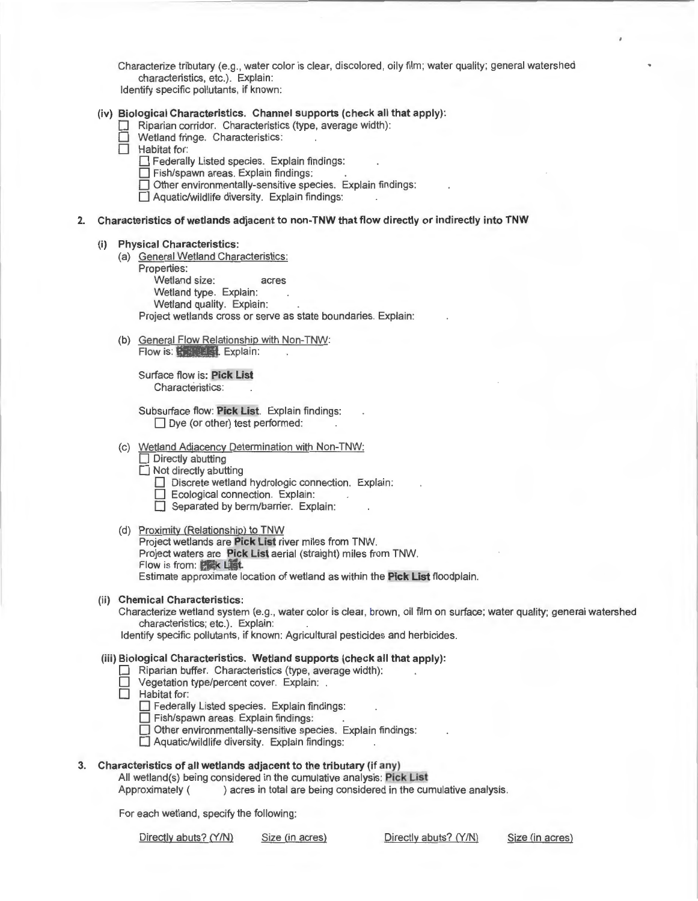Characterize tributary (e.g., water color is clear, discolored, oily film; water quality; general watershed characteristics, etc.). Explain:
Identify specific pollutants, if known:

**(iv) Biological Characteristics. Channel supports (check all that apply):**

- ☐ Riparian corridor. Characteristics (type, average width):
- ☐ Wetland fringe. Characteristics: .
- ☐ Habitat for:
  - ☐ Federally Listed species. Explain findings: .
  - ☐ Fish/spawn areas. Explain findings: .
  - ☐ Other environmentally-sensitive species. Explain findings: .
  - ☐ Aquatic/wildlife diversity. Explain findings: .

**2. Characteristics of wetlands adjacent to non-TNW that flow directly or indirectly into TNW**

**(i) Physical Characteristics:**

(a) General Wetland Characteristics:

Properties:

Wetland size: acres
Wetland type. Explain: .
Wetland quality. Explain: .

Project wetlands cross or serve as state boundaries. Explain: .

(b) General Flow Relationship with Non-TNW:

Flow is: **Pick List**. Explain: .

Surface flow is: **Pick List**
Characteristics: .

Subsurface flow: **Pick List**. Explain findings: .
☐ Dye (or other) test performed: .

(c) Wetland Adjacency Determination with Non-TNW:

- ☐ Directly abutting
- ☐ Not directly abutting
  - ☐ Discrete wetland hydrologic connection. Explain: .
  - ☐ Ecological connection. Explain: .
  - ☐ Separated by berm/barrier. Explain: .

(d) Proximity (Relationship) to TNW

Project wetlands are **Pick List** river miles from TNW.
Project waters are **Pick List** aerial (straight) miles from TNW.
Flow is from: **Pick List**.
Estimate approximate location of wetland as within the **Pick List** floodplain.

**(ii) Chemical Characteristics:**

Characterize wetland system (e.g., water color is clear, brown, oil film on surface; water quality; general watershed characteristics; etc.). Explain: .
Identify specific pollutants, if known: Agricultural pesticides and herbicides.

**(iii) Biological Characteristics. Wetland supports (check all that apply):**

- ☐ Riparian buffer. Characteristics (type, average width): .
- ☐ Vegetation type/percent cover. Explain: .
- ☐ Habitat for:
  - ☐ Federally Listed species. Explain findings: .
  - ☐ Fish/spawn areas. Explain findings: .
  - ☐ Other environmentally-sensitive species. Explain findings: .
  - ☐ Aquatic/wildlife diversity. Explain findings: .

**3. Characteristics of all wetlands adjacent to the tributary (if any)**

All wetland(s) being considered in the cumulative analysis: **Pick List**
Approximately ( ) acres in total are being considered in the cumulative analysis.

For each wetland, specify the following:

| Directly abuts? (Y/N) | Size (in acres) | Directly abuts? (Y/N) | Size (in acres) |
|---|---|---|---|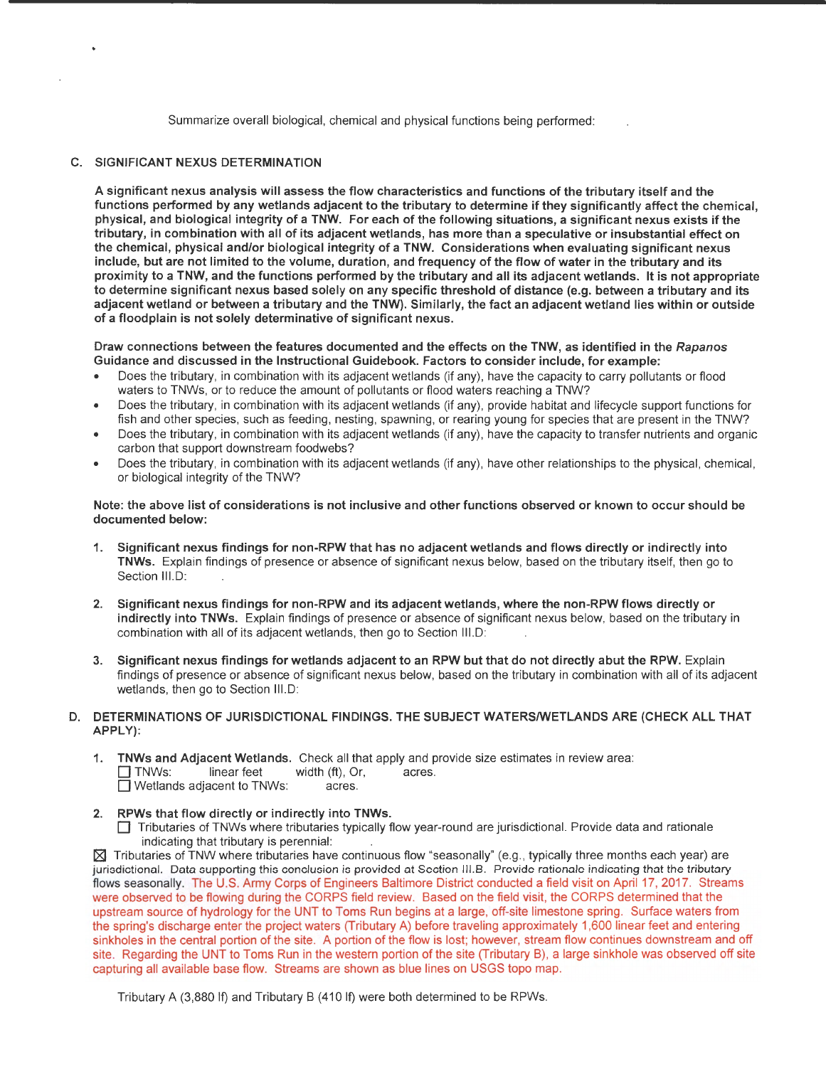Summarize overall biological, chemical and physical functions being performed: .

## C. SIGNIFICANT NEXUS DETERMINATION

**A significant nexus analysis will assess the flow characteristics and functions of the tributary itself and the functions performed by any wetlands adjacent to the tributary to determine if they significantly affect the chemical, physical, and biological integrity of a TNW. For each of the following situations, a significant nexus exists if the tributary, in combination with all of its adjacent wetlands, has more than a speculative or insubstantial effect on the chemical, physical and/or biological integrity of a TNW. Considerations when evaluating significant nexus include, but are not limited to the volume, duration, and frequency of the flow of water in the tributary and its proximity to a TNW, and the functions performed by the tributary and all its adjacent wetlands. It is not appropriate to determine significant nexus based solely on any specific threshold of distance (e.g. between a tributary and its adjacent wetland or between a tributary and the TNW). Similarly, the fact an adjacent wetland lies within or outside of a floodplain is not solely determinative of significant nexus.**

**Draw connections between the features documented and the effects on the TNW, as identified in the *Rapanos* Guidance and discussed in the Instructional Guidebook. Factors to consider include, for example:**

- Does the tributary, in combination with its adjacent wetlands (if any), have the capacity to carry pollutants or flood waters to TNWs, or to reduce the amount of pollutants or flood waters reaching a TNW?
- Does the tributary, in combination with its adjacent wetlands (if any), provide habitat and lifecycle support functions for fish and other species, such as feeding, nesting, spawning, or rearing young for species that are present in the TNW?
- Does the tributary, in combination with its adjacent wetlands (if any), have the capacity to transfer nutrients and organic carbon that support downstream foodwebs?
- Does the tributary, in combination with its adjacent wetlands (if any), have other relationships to the physical, chemical, or biological integrity of the TNW?

**Note: the above list of considerations is not inclusive and other functions observed or known to occur should be documented below:**

1. **Significant nexus findings for non-RPW that has no adjacent wetlands and flows directly or indirectly into TNWs.** Explain findings of presence or absence of significant nexus below, based on the tributary itself, then go to Section III.D: .

2. **Significant nexus findings for non-RPW and its adjacent wetlands, where the non-RPW flows directly or indirectly into TNWs.** Explain findings of presence or absence of significant nexus below, based on the tributary in combination with all of its adjacent wetlands, then go to Section III.D: .

3. **Significant nexus findings for wetlands adjacent to an RPW but that do not directly abut the RPW.** Explain findings of presence or absence of significant nexus below, based on the tributary in combination with all of its adjacent wetlands, then go to Section III.D:

## D. DETERMINATIONS OF JURISDICTIONAL FINDINGS. THE SUBJECT WATERS/WETLANDS ARE (CHECK ALL THAT APPLY):

1. **TNWs and Adjacent Wetlands.** Check all that apply and provide size estimates in review area:
   - ☐ TNWs: linear feet width (ft), Or, acres.
   - ☐ Wetlands adjacent to TNWs: acres.

2. **RPWs that flow directly or indirectly into TNWs.**
   - ☐ Tributaries of TNWs where tributaries typically flow year-round are jurisdictional. Provide data and rationale indicating that tributary is perennial: .

☒ Tributaries of TNW where tributaries have continuous flow "seasonally" (e.g., typically three months each year) are jurisdictional. Data supporting this conclusion is provided at Section III.B. Provide rationale indicating that the tributary flows seasonally. The U.S. Army Corps of Engineers Baltimore District conducted a field visit on April 17, 2017. Streams were observed to be flowing during the CORPS field review. Based on the field visit, the CORPS determined that the upstream source of hydrology for the UNT to Toms Run begins at a large, off-site limestone spring. Surface waters from the spring's discharge enter the project waters (Tributary A) before traveling approximately 1,600 linear feet and entering sinkholes in the central portion of the site. A portion of the flow is lost; however, stream flow continues downstream and off site. Regarding the UNT to Toms Run in the western portion of the site (Tributary B), a large sinkhole was observed off site capturing all available base flow. Streams are shown as blue lines on USGS topo map.

Tributary A (3,880 lf) and Tributary B (410 lf) were both determined to be RPWs.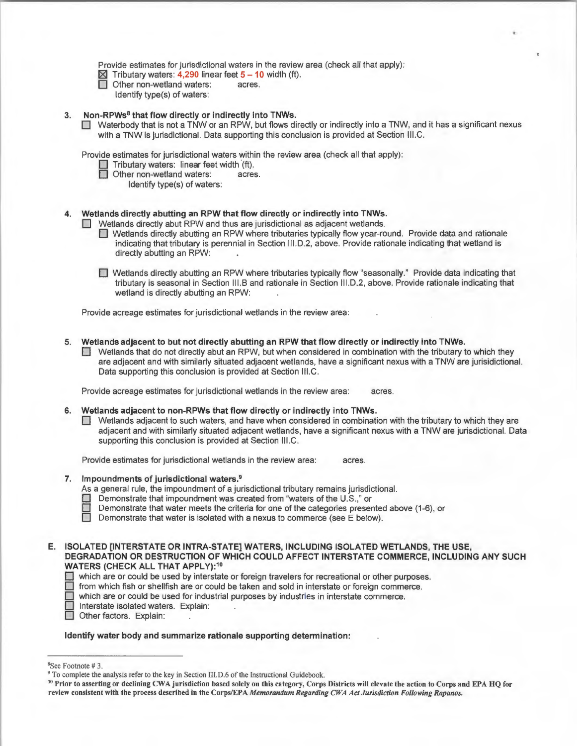Provide estimates for jurisdictional waters in the review area (check all that apply):

☒ Tributary waters: **4,290** linear feet **5 – 10** width (ft).

☐ Other non-wetland waters: acres.

Identify type(s) of waters:

3. **Non-RPWs[8] that flow directly or indirectly into TNWs.**

   ☐ Waterbody that is not a TNW or an RPW, but flows directly or indirectly into a TNW, and it has a significant nexus with a TNW is jurisdictional. Data supporting this conclusion is provided at Section III.C.

   Provide estimates for jurisdictional waters within the review area (check all that apply):

   ☐ Tributary waters: linear feet width (ft).

   ☐ Other non-wetland waters: acres.

   Identify type(s) of waters:

4. **Wetlands directly abutting an RPW that flow directly or indirectly into TNWs.**

   ☐ Wetlands directly abut RPW and thus are jurisdictional as adjacent wetlands.

   ☐ Wetlands directly abutting an RPW where tributaries typically flow year-round. Provide data and rationale indicating that tributary is perennial in Section III.D.2, above. Provide rationale indicating that wetland is directly abutting an RPW: .

   ☐ Wetlands directly abutting an RPW where tributaries typically flow "seasonally." Provide data indicating that tributary is seasonal in Section III.B and rationale in Section III.D.2, above. Provide rationale indicating that wetland is directly abutting an RPW: .

   Provide acreage estimates for jurisdictional wetlands in the review area: .

5. **Wetlands adjacent to but not directly abutting an RPW that flow directly or indirectly into TNWs.**

   ☐ Wetlands that do not directly abut an RPW, but when considered in combination with the tributary to which they are adjacent and with similarly situated adjacent wetlands, have a significant nexus with a TNW are jurisidictional. Data supporting this conclusion is provided at Section III.C.

   Provide acreage estimates for jurisdictional wetlands in the review area: acres.

6. **Wetlands adjacent to non-RPWs that flow directly or indirectly into TNWs.**

   ☐ Wetlands adjacent to such waters, and have when considered in combination with the tributary to which they are adjacent and with similarly situated adjacent wetlands, have a significant nexus with a TNW are jurisdictional. Data supporting this conclusion is provided at Section III.C.

   Provide estimates for jurisdictional wetlands in the review area: acres.

7. **Impoundments of jurisdictional waters.[9]**

   As a general rule, the impoundment of a jurisdictional tributary remains jurisdictional.

   ☐ Demonstrate that impoundment was created from "waters of the U.S.," or

   ☐ Demonstrate that water meets the criteria for one of the categories presented above (1-6), or

   ☐ Demonstrate that water is isolated with a nexus to commerce (see E below).

**E. ISOLATED [INTERSTATE OR INTRA-STATE] WATERS, INCLUDING ISOLATED WETLANDS, THE USE, DEGRADATION OR DESTRUCTION OF WHICH COULD AFFECT INTERSTATE COMMERCE, INCLUDING ANY SUCH WATERS (CHECK ALL THAT APPLY):[10]**

☐ which are or could be used by interstate or foreign travelers for recreational or other purposes.

☐ from which fish or shellfish are or could be taken and sold in interstate or foreign commerce.

☐ which are or could be used for industrial purposes by industries in interstate commerce.

☐ Interstate isolated waters. Explain: .

☐ Other factors. Explain: .

**Identify water body and summarize rationale supporting determination:** .

---

[8] See Footnote # 3.

[9] To complete the analysis refer to the key in Section III.D.6 of the Instructional Guidebook.

[10] **Prior to asserting or declining CWA jurisdiction based solely on this category, Corps Districts will elevate the action to Corps and EPA HQ for review consistent with the process described in the Corps/EPA *Memorandum Regarding CWA Act Jurisdiction Following Rapanos.***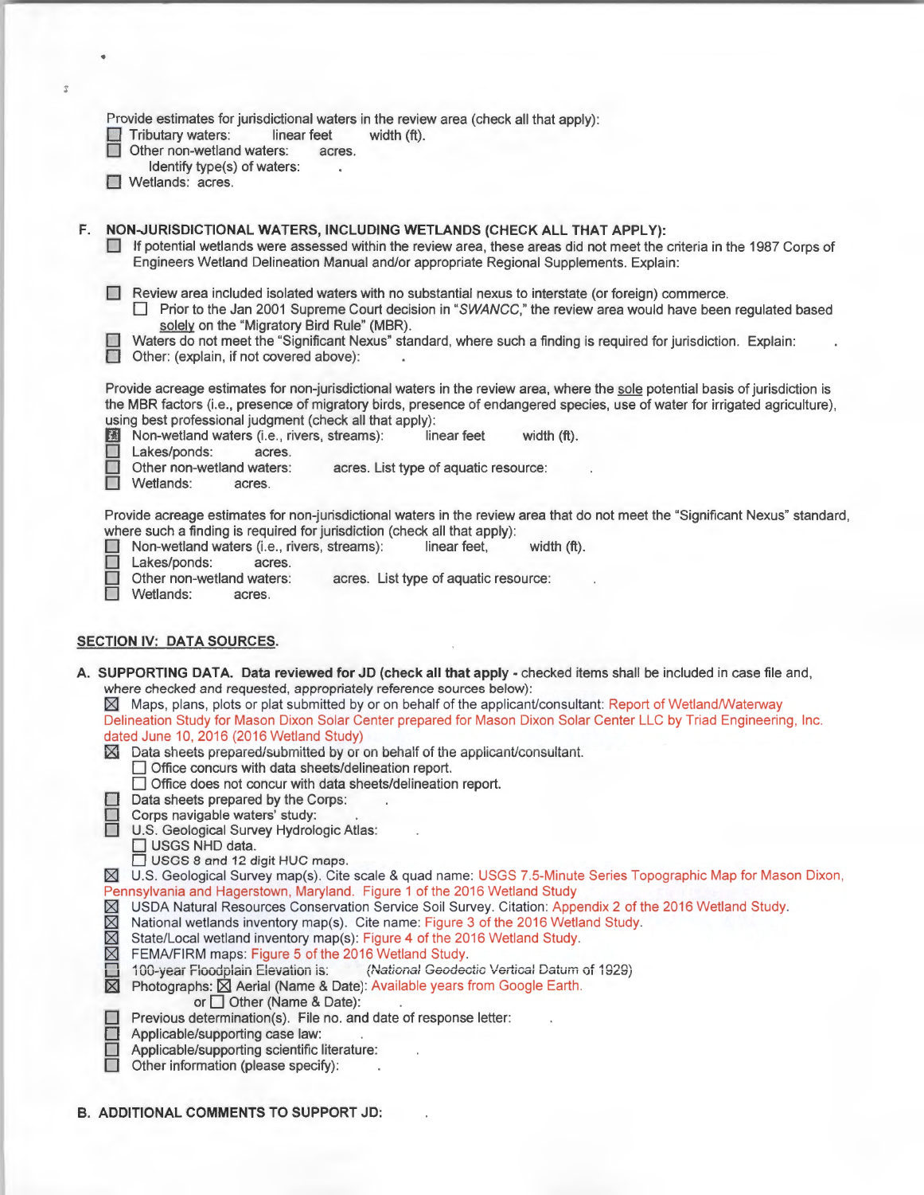Provide estimates for jurisdictional waters in the review area (check all that apply):

- ☐ Tributary waters: linear feet width (ft).
- ☐ Other non-wetland waters: acres.
  - Identify type(s) of waters: .
- ☐ Wetlands: acres.

**F. NON-JURISDICTIONAL WATERS, INCLUDING WETLANDS (CHECK ALL THAT APPLY):**

- ☐ If potential wetlands were assessed within the review area, these areas did not meet the criteria in the 1987 Corps of Engineers Wetland Delineation Manual and/or appropriate Regional Supplements. Explain:
- ☐ Review area included isolated waters with no substantial nexus to interstate (or foreign) commerce.
  - ☐ Prior to the Jan 2001 Supreme Court decision in "*SWANCC*," the review area would have been regulated based <u>solely</u> on the "Migratory Bird Rule" (MBR).
- ☐ Waters do not meet the "Significant Nexus" standard, where such a finding is required for jurisdiction. Explain: .
- ☐ Other: (explain, if not covered above): .

Provide acreage estimates for non-jurisdictional waters in the review area, where the <u>sole</u> potential basis of jurisdiction is the MBR factors (i.e., presence of migratory birds, presence of endangered species, use of water for irrigated agriculture), using best professional judgment (check all that apply):

- ☐ Non-wetland waters (i.e., rivers, streams): linear feet width (ft).
- ☐ Lakes/ponds: acres.
- ☐ Other non-wetland waters: acres. List type of aquatic resource: .
- ☐ Wetlands: acres.

Provide acreage estimates for non-jurisdictional waters in the review area that do not meet the "Significant Nexus" standard, where such a finding is required for jurisdiction (check all that apply):

- ☐ Non-wetland waters (i.e., rivers, streams): linear feet, width (ft).
- ☐ Lakes/ponds: acres.
- ☐ Other non-wetland waters: acres. List type of aquatic resource: .
- ☐ Wetlands: acres.

## SECTION IV: DATA SOURCES.

**A. SUPPORTING DATA. Data reviewed for JD (check all that apply -** checked items shall be included in case file and, where checked and requested, appropriately reference sources below):

- ☒ Maps, plans, plots or plat submitted by or on behalf of the applicant/consultant: Report of Wetland/Waterway Delineation Study for Mason Dixon Solar Center prepared for Mason Dixon Solar Center LLC by Triad Engineering, Inc. dated June 10, 2016 (2016 Wetland Study)
- ☒ Data sheets prepared/submitted by or on behalf of the applicant/consultant.
  - ☐ Office concurs with data sheets/delineation report.
  - ☐ Office does not concur with data sheets/delineation report.
- ☐ Data sheets prepared by the Corps: .
- ☐ Corps navigable waters' study: .
- ☐ U.S. Geological Survey Hydrologic Atlas: .
  - ☐ USGS NHD data.
  - ☐ USGS 8 and 12 digit HUC maps.
- ☒ U.S. Geological Survey map(s). Cite scale & quad name: USGS 7.5-Minute Series Topographic Map for Mason Dixon, Pennsylvania and Hagerstown, Maryland. Figure 1 of the 2016 Wetland Study
- ☒ USDA Natural Resources Conservation Service Soil Survey. Citation: Appendix 2 of the 2016 Wetland Study.
- ☒ National wetlands inventory map(s). Cite name: Figure 3 of the 2016 Wetland Study.
- ☒ State/Local wetland inventory map(s): Figure 4 of the 2016 Wetland Study.
- ☒ FEMA/FIRM maps: Figure 5 of the 2016 Wetland Study.
- ☐ 100-year Floodplain Elevation is: (National Geodectic Vertical Datum of 1929)
- ☒ Photographs: ☒ Aerial (Name & Date): Available years from Google Earth.
  - or ☐ Other (Name & Date): .
- ☐ Previous determination(s). File no. and date of response letter: .
- ☐ Applicable/supporting case law: .
- ☐ Applicable/supporting scientific literature: .
- ☐ Other information (please specify): .

**B. ADDITIONAL COMMENTS TO SUPPORT JD:** .